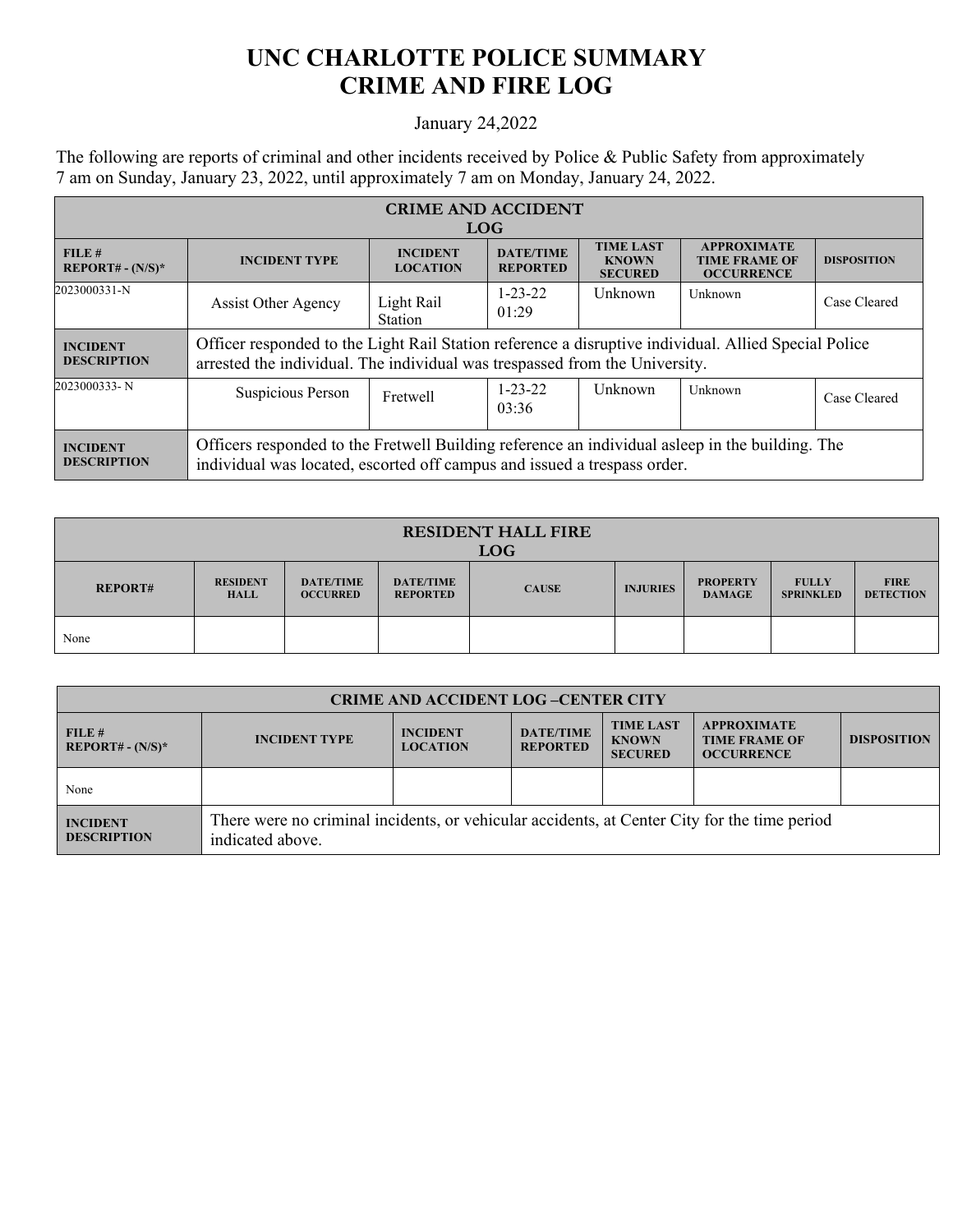# UNC CHARLOTTE POLICE SUMMARY
# CRIME AND FIRE LOG

January 24,2022

The following are reports of criminal and other incidents received by Police & Public Safety from approximately 7 am on Sunday, January 23, 2022, until approximately 7 am on Monday, January 24, 2022.

| CRIME AND ACCIDENT LOG | | | | | | |
|---|---|---|---|---|---|---|
| **FILE # REPORT# - (N/S)*** | **INCIDENT TYPE** | **INCIDENT LOCATION** | **DATE/TIME REPORTED** | **TIME LAST KNOWN SECURED** | **APPROXIMATE TIME FRAME OF OCCURRENCE** | **DISPOSITION** |
| 2023000331-N | Assist Other Agency | Light Rail Station | 1-23-22 01:29 | Unknown | Unknown | Case Cleared |
| **INCIDENT DESCRIPTION** | Officer responded to the Light Rail Station reference a disruptive individual. Allied Special Police arrested the individual. The individual was trespassed from the University. | | | | | |
| 2023000333- N | Suspicious Person | Fretwell | 1-23-22 03:36 | Unknown | Unknown | Case Cleared |
| **INCIDENT DESCRIPTION** | Officers responded to the Fretwell Building reference an individual asleep in the building. The individual was located, escorted off campus and issued a trespass order. | | | | | |

| RESIDENT HALL FIRE LOG | | | | | | | | |
|---|---|---|---|---|---|---|---|---|
| **REPORT#** | **RESIDENT HALL** | **DATE/TIME OCCURRED** | **DATE/TIME REPORTED** | **CAUSE** | **INJURIES** | **PROPERTY DAMAGE** | **FULLY SPRINKLED** | **FIRE DETECTION** |
| None | | | | | | | | |

| CRIME AND ACCIDENT LOG –CENTER CITY | | | | | | |
|---|---|---|---|---|---|---|
| **FILE # REPORT# - (N/S)*** | **INCIDENT TYPE** | **INCIDENT LOCATION** | **DATE/TIME REPORTED** | **TIME LAST KNOWN SECURED** | **APPROXIMATE TIME FRAME OF OCCURRENCE** | **DISPOSITION** |
| None | | | | | | |
| **INCIDENT DESCRIPTION** | There were no criminal incidents, or vehicular accidents, at Center City for the time period indicated above. | | | | | |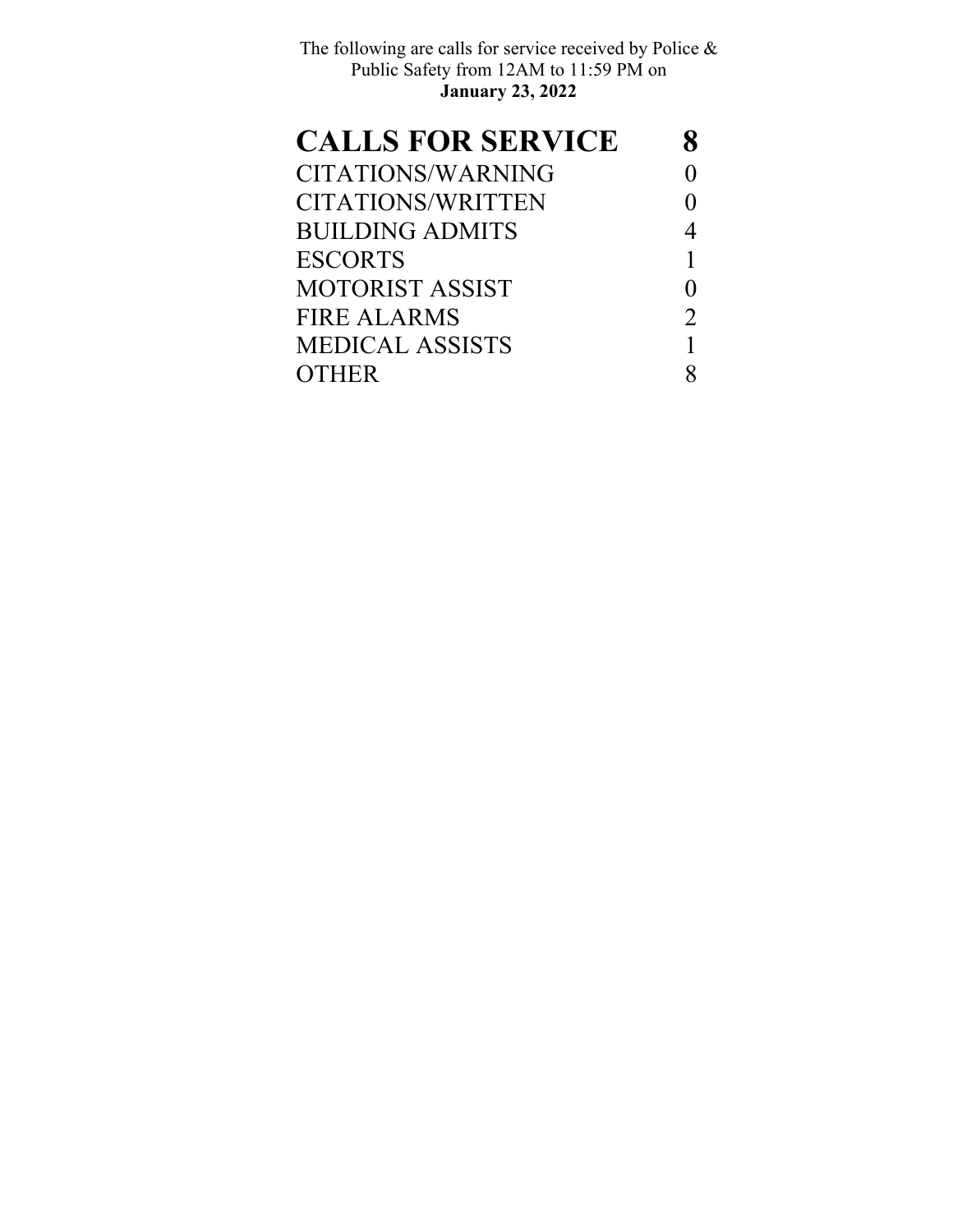The following are calls for service received by Police & Public Safety from 12AM to 11:59 PM on
**January 23, 2022**

| | |
|---|---|
| **CALLS FOR SERVICE** | **8** |
| CITATIONS/WARNING | 0 |
| CITATIONS/WRITTEN | 0 |
| BUILDING ADMITS | 4 |
| ESCORTS | 1 |
| MOTORIST ASSIST | 0 |
| FIRE ALARMS | 2 |
| MEDICAL ASSISTS | 1 |
| OTHER | 8 |